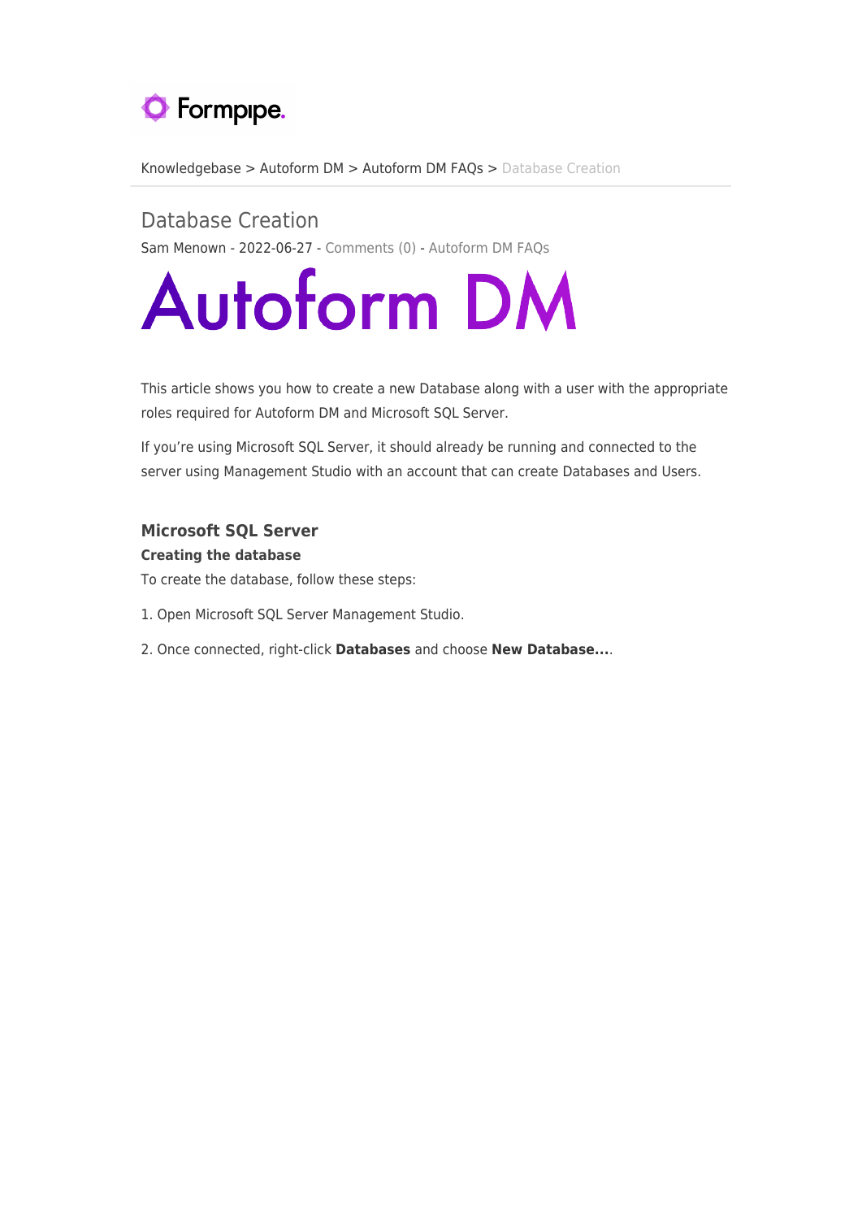Knowledgebase > Autoform DM > Autoform DM FAQs > Database Creation

# Database Creation

Sam Menown - 2022-06-27 - Comments (0) - Autoform DM FAQs

Autoform DM

This article shows you how to create a new Database along with a user with the appropriate roles required for Autoform DM and Microsoft SQL Server.

If you're using Microsoft SQL Server, it should already be running and connected to the server using Management Studio with an account that can create Databases and Users.

## Microsoft SQL Server

### Creating the database

To create the database, follow these steps:

1. Open Microsoft SQL Server Management Studio.

2. Once connected, right-click **Databases** and choose **New Database...**.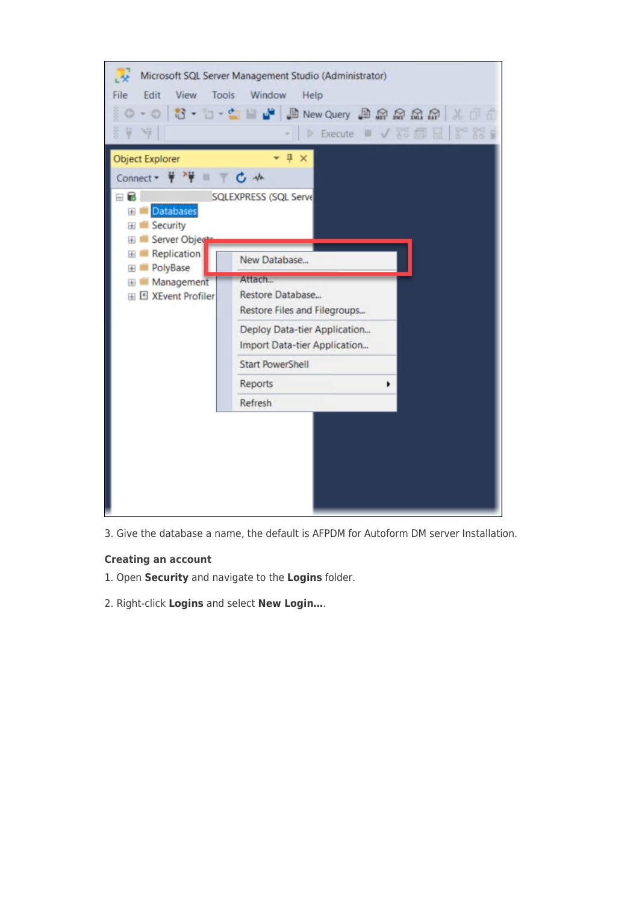3. Give the database a name, the default is AFPDM for Autoform DM server Installation.

**Creating an account**

1. Open **Security** and navigate to the **Logins** folder.

2. Right-click **Logins** and select **New Login...**.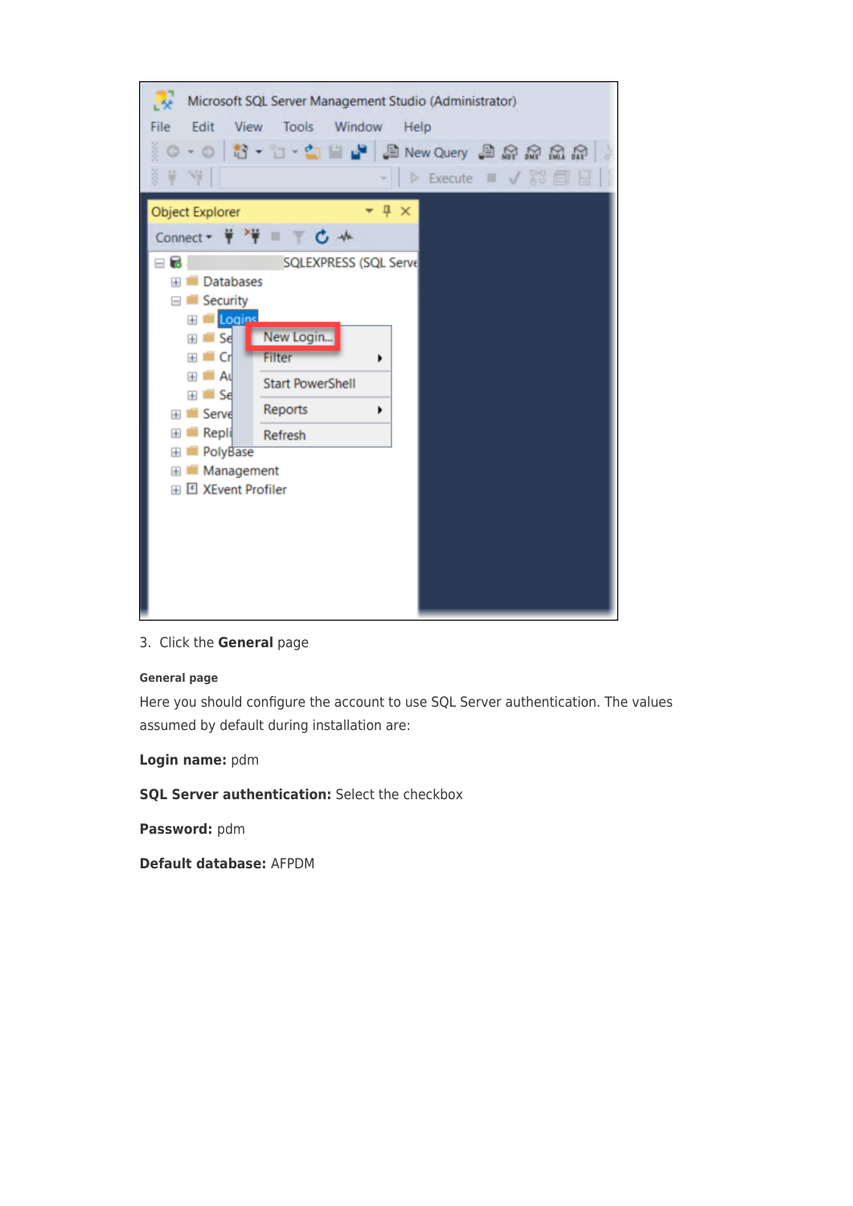3. Click the **General** page

#### General page

Here you should configure the account to use SQL Server authentication. The values assumed by default during installation are:

**Login name:** pdm

**SQL Server authentication:** Select the checkbox

**Password:** pdm

**Default database:** AFPDM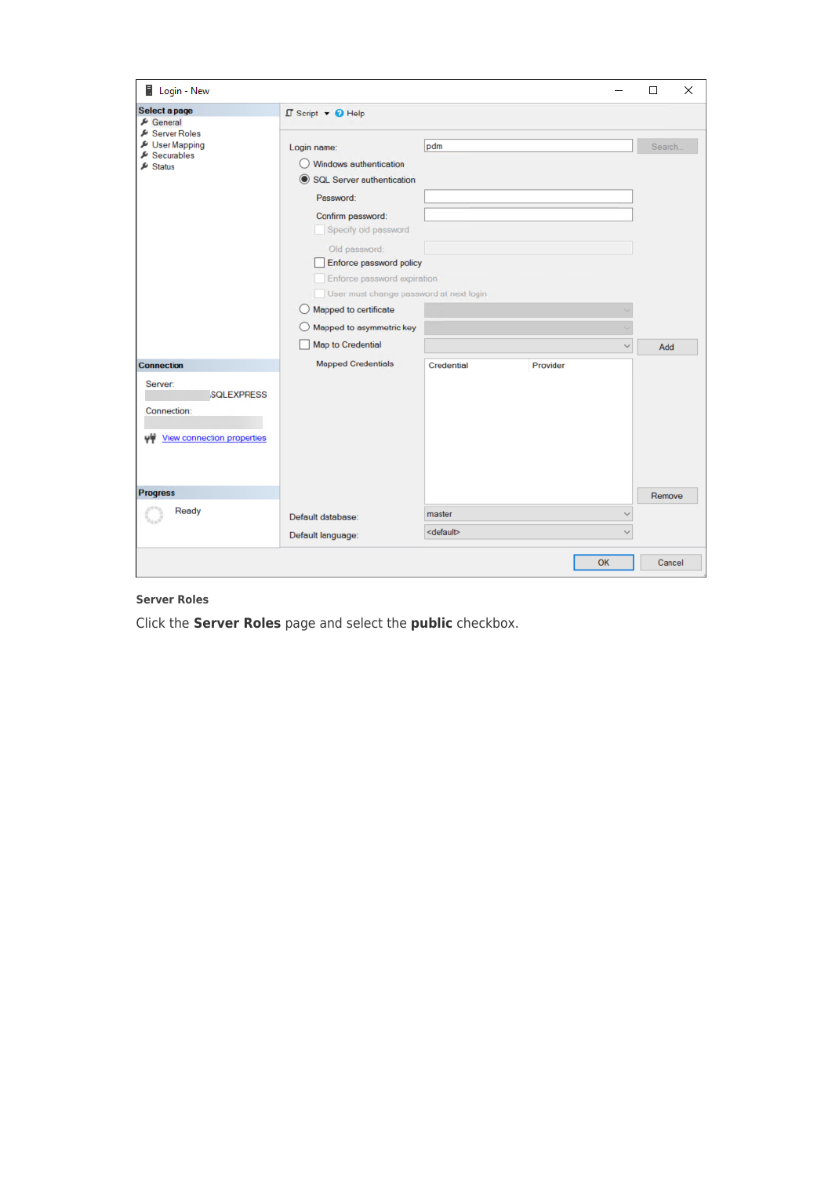### Server Roles

Click the **Server Roles** page and select the **public** checkbox.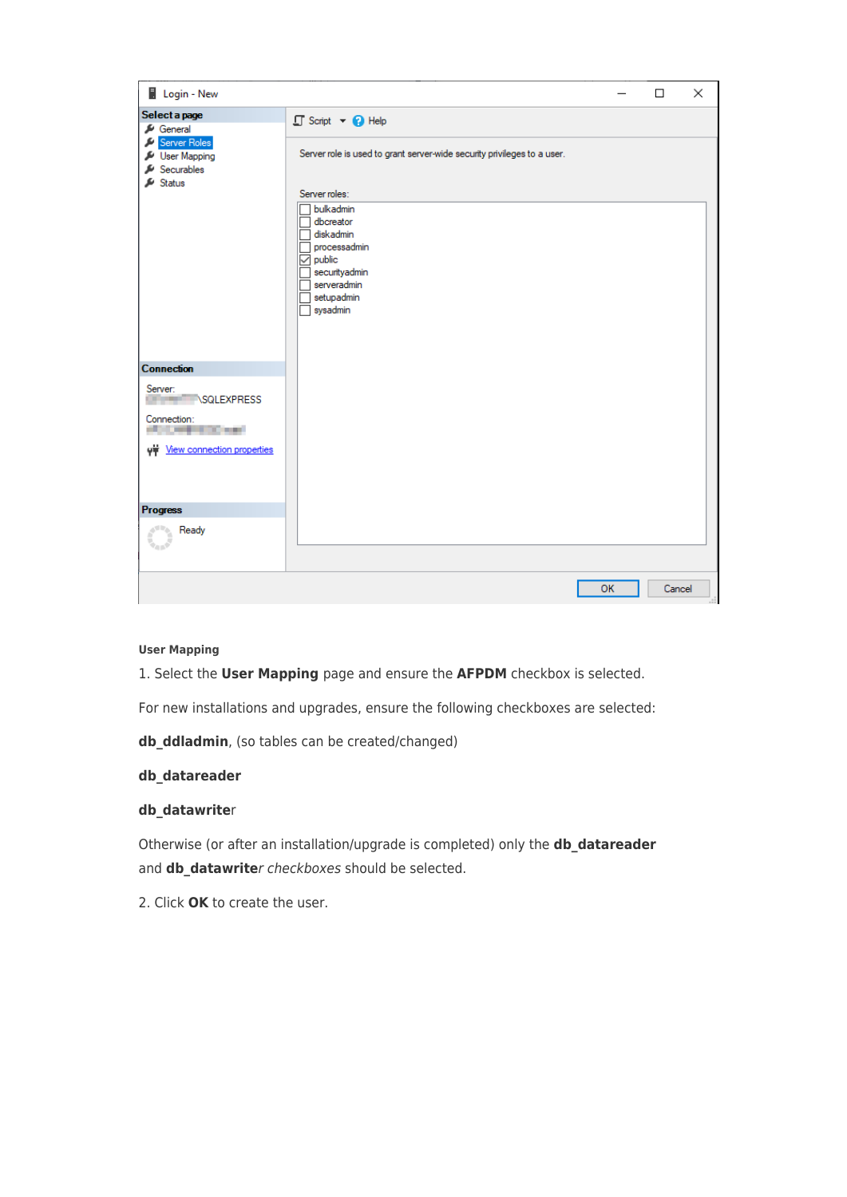**User Mapping**

1. Select the **User Mapping** page and ensure the **AFPDM** checkbox is selected.

For new installations and upgrades, ensure the following checkboxes are selected:

**db_ddladmin**, (so tables can be created/changed)

**db_datareader**

**db_datawrite**r

Otherwise (or after an installation/upgrade is completed) only the **db_datareader** and **db_datawrite***r checkboxes* should be selected.

2. Click **OK** to create the user.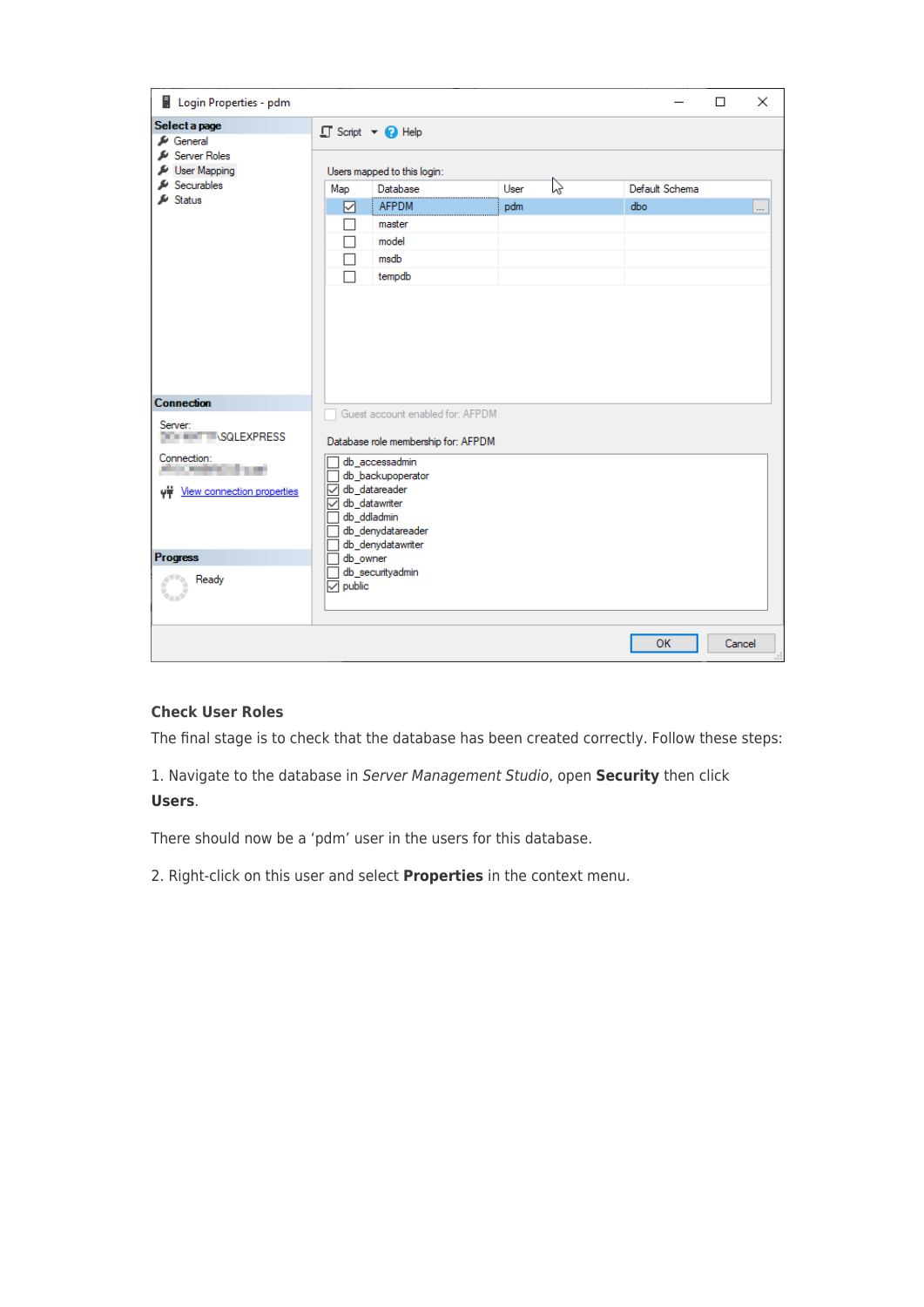## Check User Roles

The final stage is to check that the database has been created correctly. Follow these steps:

1. Navigate to the database in *Server Management Studio*, open **Security** then click **Users**.

There should now be a ‘pdm’ user in the users for this database.

2. Right-click on this user and select **Properties** in the context menu.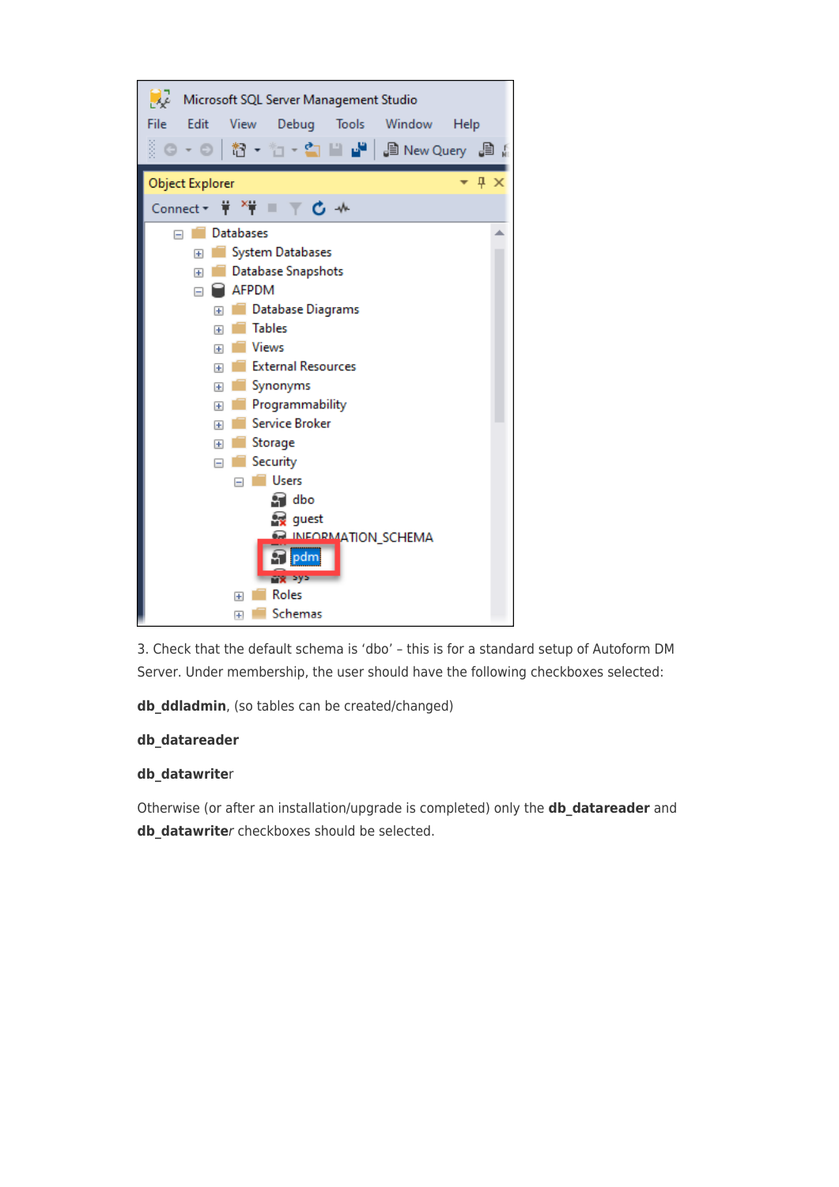3. Check that the default schema is ‘dbo’ – this is for a standard setup of Autoform DM Server. Under membership, the user should have the following checkboxes selected:

**db_ddladmin**, (so tables can be created/changed)

**db_datareader**

**db_datawrite**r

Otherwise (or after an installation/upgrade is completed) only the **db_datareader** and **db_datawrite**r checkboxes should be selected.